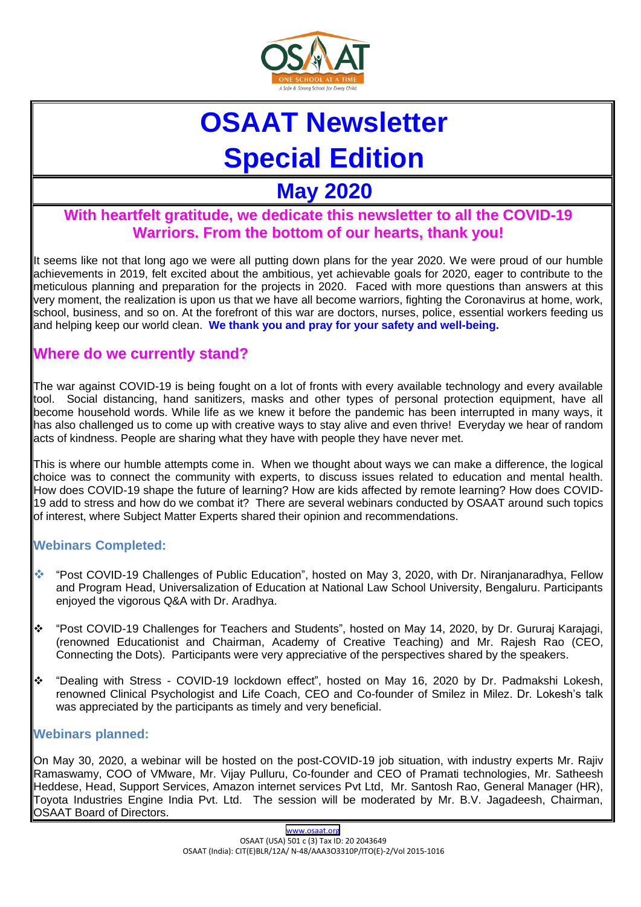# OSAAT Newsletter Special Edition

## May 2020

**With heartfelt gratitude, we dedicate this newsletter to all the COVID-19 Warriors. From the bottom of our hearts, thank you!**

It seems like not that long ago we were all putting down plans for the year 2020. We were proud of our humble achievements in 2019, felt excited about the ambitious, yet achievable goals for 2020, eager to contribute to the meticulous planning and preparation for the projects in 2020. Faced with more questions than answers at this very moment, the realization is upon us that we have all become warriors, fighting the Coronavirus at home, work, school, business, and so on. At the forefront of this war are doctors, nurses, police, essential workers feeding us and helping keep our world clean. **We thank you and pray for your safety and well-being.**

## Where do we currently stand?

The war against COVID-19 is being fought on a lot of fronts with every available technology and every available tool. Social distancing, hand sanitizers, masks and other types of personal protection equipment, have all become household words. While life as we knew it before the pandemic has been interrupted in many ways, it has also challenged us to come up with creative ways to stay alive and even thrive! Everyday we hear of random acts of kindness. People are sharing what they have with people they have never met.

This is where our humble attempts come in. When we thought about ways we can make a difference, the logical choice was to connect the community with experts, to discuss issues related to education and mental health. How does COVID-19 shape the future of learning? How are kids affected by remote learning? How does COVID-19 add to stress and how do we combat it? There are several webinars conducted by OSAAT around such topics of interest, where Subject Matter Experts shared their opinion and recommendations.

### Webinars Completed:

- "Post COVID-19 Challenges of Public Education", hosted on May 3, 2020, with Dr. Niranjanaradhya, Fellow and Program Head, Universalization of Education at National Law School University, Bengaluru. Participants enjoyed the vigorous Q&A with Dr. Aradhya.
- "Post COVID-19 Challenges for Teachers and Students", hosted on May 14, 2020, by Dr. Gururaj Karajagi, (renowned Educationist and Chairman, Academy of Creative Teaching) and Mr. Rajesh Rao (CEO, Connecting the Dots). Participants were very appreciative of the perspectives shared by the speakers.
- "Dealing with Stress - COVID-19 lockdown effect", hosted on May 16, 2020 by Dr. Padmakshi Lokesh, renowned Clinical Psychologist and Life Coach, CEO and Co-founder of Smilez in Milez. Dr. Lokesh's talk was appreciated by the participants as timely and very beneficial.

### Webinars planned:

On May 30, 2020, a webinar will be hosted on the post-COVID-19 job situation, with industry experts Mr. Rajiv Ramaswamy, COO of VMware, Mr. Vijay Pulluru, Co-founder and CEO of Pramati technologies, Mr. Satheesh Heddese, Head, Support Services, Amazon internet services Pvt Ltd, Mr. Santosh Rao, General Manager (HR), Toyota Industries Engine India Pvt. Ltd. The session will be moderated by Mr. B.V. Jagadeesh, Chairman, OSAAT Board of Directors.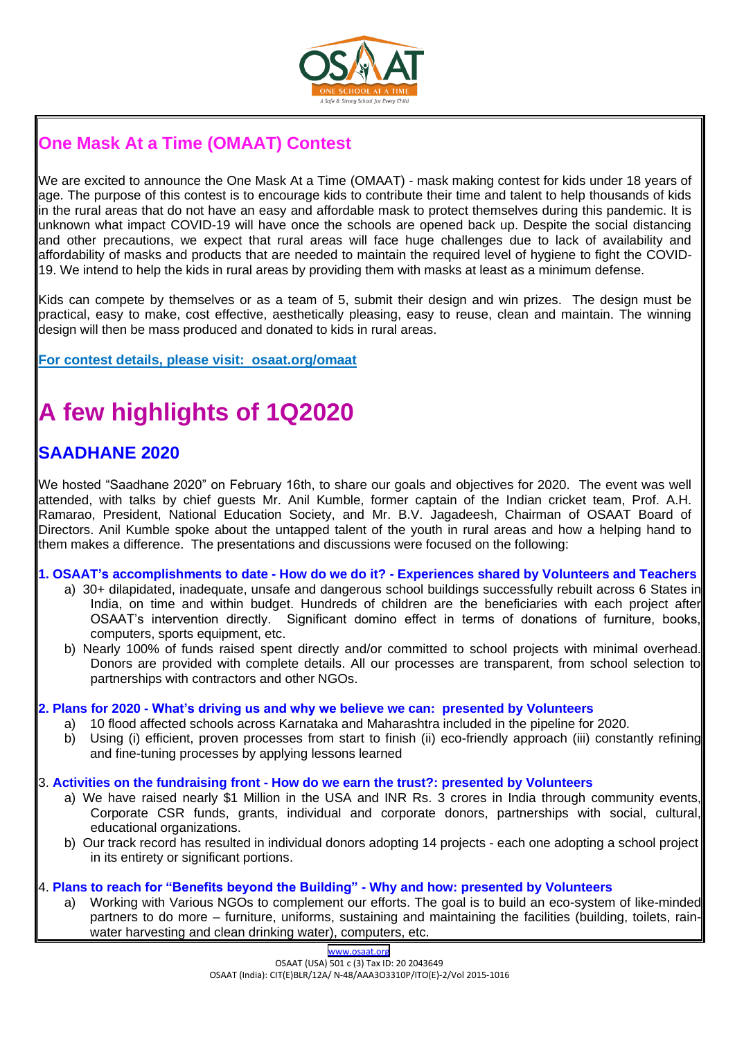## One Mask At a Time (OMAAT) Contest

We are excited to announce the One Mask At a Time (OMAAT) - mask making contest for kids under 18 years of age. The purpose of this contest is to encourage kids to contribute their time and talent to help thousands of kids in the rural areas that do not have an easy and affordable mask to protect themselves during this pandemic. It is unknown what impact COVID-19 will have once the schools are opened back up. Despite the social distancing and other precautions, we expect that rural areas will face huge challenges due to lack of availability and affordability of masks and products that are needed to maintain the required level of hygiene to fight the COVID-19. We intend to help the kids in rural areas by providing them with masks at least as a minimum defense.

Kids can compete by themselves or as a team of 5, submit their design and win prizes. The design must be practical, easy to make, cost effective, aesthetically pleasing, easy to reuse, clean and maintain. The winning design will then be mass produced and donated to kids in rural areas.

**For contest details, please visit: osaat.org/omaat**

# A few highlights of 1Q2020

## SAADHANE 2020

We hosted "Saadhane 2020" on February 16th, to share our goals and objectives for 2020. The event was well attended, with talks by chief guests Mr. Anil Kumble, former captain of the Indian cricket team, Prof. A.H. Ramarao, President, National Education Society, and Mr. B.V. Jagadeesh, Chairman of OSAAT Board of Directors. Anil Kumble spoke about the untapped talent of the youth in rural areas and how a helping hand to them makes a difference. The presentations and discussions were focused on the following:

**1. OSAAT's accomplishments to date - How do we do it? - Experiences shared by Volunteers and Teachers**

a) 30+ dilapidated, inadequate, unsafe and dangerous school buildings successfully rebuilt across 6 States in India, on time and within budget. Hundreds of children are the beneficiaries with each project after OSAAT's intervention directly. Significant domino effect in terms of donations of furniture, books, computers, sports equipment, etc.

b) Nearly 100% of funds raised spent directly and/or committed to school projects with minimal overhead. Donors are provided with complete details. All our processes are transparent, from school selection to partnerships with contractors and other NGOs.

**2. Plans for 2020 - What's driving us and why we believe we can: presented by Volunteers**

a) 10 flood affected schools across Karnataka and Maharashtra included in the pipeline for 2020.

b) Using (i) efficient, proven processes from start to finish (ii) eco-friendly approach (iii) constantly refining and fine-tuning processes by applying lessons learned

3. **Activities on the fundraising front - How do we earn the trust?: presented by Volunteers**

a) We have raised nearly $1 Million in the USA and INR Rs. 3 crores in India through community events, Corporate CSR funds, grants, individual and corporate donors, partnerships with social, cultural, educational organizations.

b) Our track record has resulted in individual donors adopting 14 projects - each one adopting a school project in its entirety or significant portions.

4. **Plans to reach for "Benefits beyond the Building" - Why and how: presented by Volunteers**

a) Working with Various NGOs to complement our efforts. The goal is to build an eco-system of like-minded partners to do more – furniture, uniforms, sustaining and maintaining the facilities (building, toilets, rain-water harvesting and clean drinking water), computers, etc.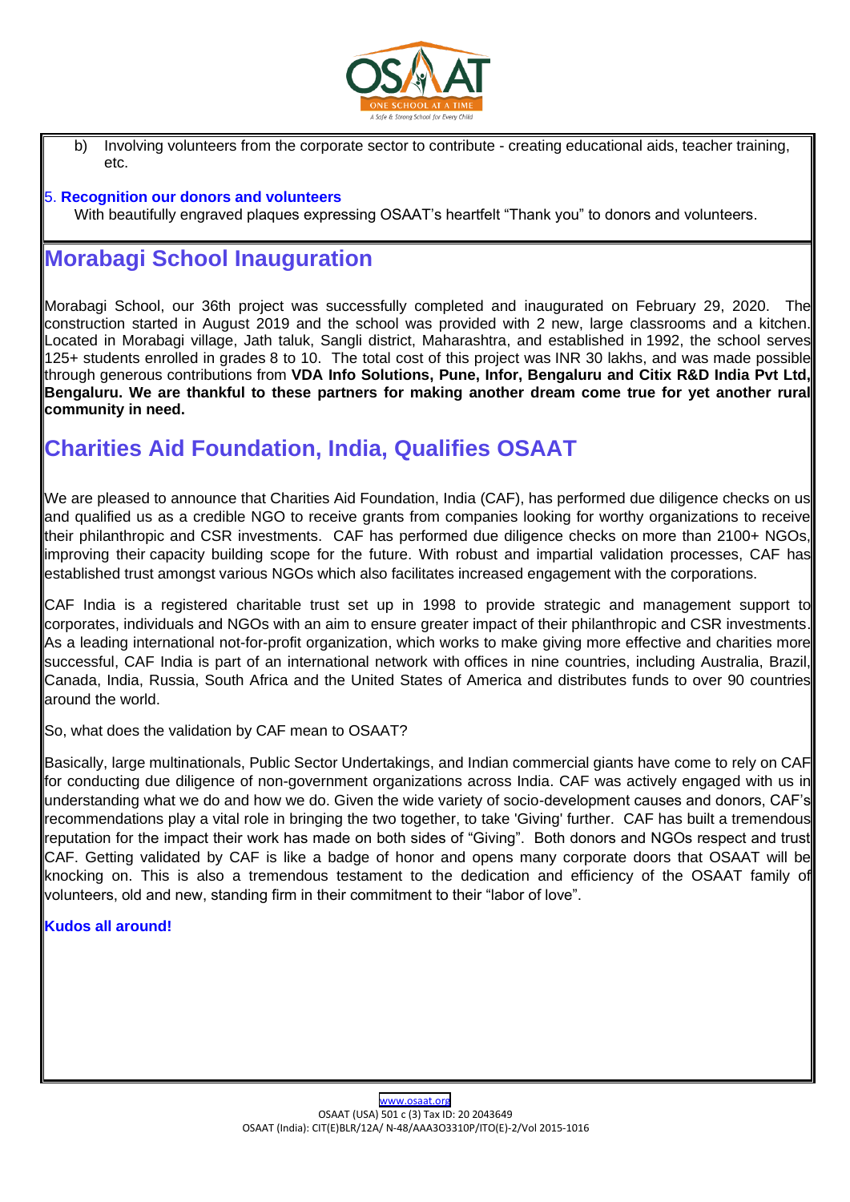b) Involving volunteers from the corporate sector to contribute - creating educational aids, teacher training, etc.

5. **Recognition our donors and volunteers**

With beautifully engraved plaques expressing OSAAT's heartfelt "Thank you" to donors and volunteers.

## Morabagi School Inauguration

Morabagi School, our 36th project was successfully completed and inaugurated on February 29, 2020. The construction started in August 2019 and the school was provided with 2 new, large classrooms and a kitchen. Located in Morabagi village, Jath taluk, Sangli district, Maharashtra, and established in 1992, the school serves 125+ students enrolled in grades 8 to 10. The total cost of this project was INR 30 lakhs, and was made possible through generous contributions from **VDA Info Solutions, Pune, Infor, Bengaluru and Citix R&D India Pvt Ltd, Bengaluru. We are thankful to these partners for making another dream come true for yet another rural community in need.**

## Charities Aid Foundation, India, Qualifies OSAAT

We are pleased to announce that Charities Aid Foundation, India (CAF), has performed due diligence checks on us and qualified us as a credible NGO to receive grants from companies looking for worthy organizations to receive their philanthropic and CSR investments. CAF has performed due diligence checks on more than 2100+ NGOs, improving their capacity building scope for the future. With robust and impartial validation processes, CAF has established trust amongst various NGOs which also facilitates increased engagement with the corporations.

CAF India is a registered charitable trust set up in 1998 to provide strategic and management support to corporates, individuals and NGOs with an aim to ensure greater impact of their philanthropic and CSR investments. As a leading international not-for-profit organization, which works to make giving more effective and charities more successful, CAF India is part of an international network with offices in nine countries, including Australia, Brazil, Canada, India, Russia, South Africa and the United States of America and distributes funds to over 90 countries around the world.

So, what does the validation by CAF mean to OSAAT?

Basically, large multinationals, Public Sector Undertakings, and Indian commercial giants have come to rely on CAF for conducting due diligence of non-government organizations across India. CAF was actively engaged with us in understanding what we do and how we do. Given the wide variety of socio-development causes and donors, CAF's recommendations play a vital role in bringing the two together, to take 'Giving' further. CAF has built a tremendous reputation for the impact their work has made on both sides of "Giving". Both donors and NGOs respect and trust CAF. Getting validated by CAF is like a badge of honor and opens many corporate doors that OSAAT will be knocking on. This is also a tremendous testament to the dedication and efficiency of the OSAAT family of volunteers, old and new, standing firm in their commitment to their "labor of love".

**Kudos all around!**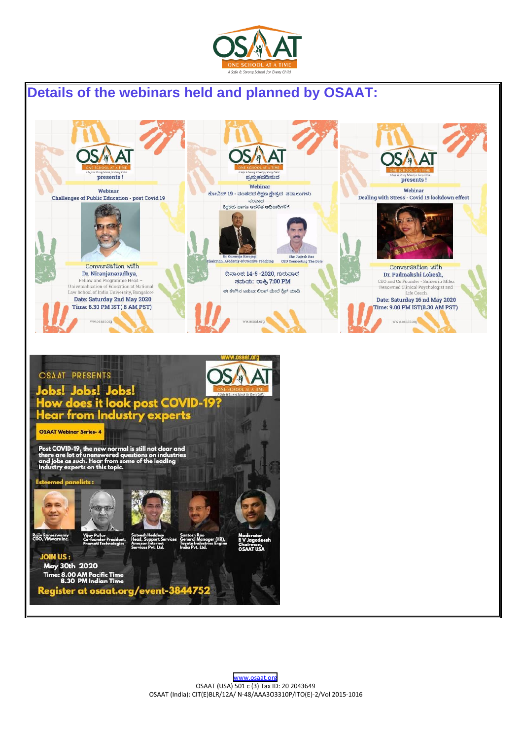# Details of the webinars held and planned by OSAAT:

OSAAT presents !

Webinar

Challenges of Public Education - post Covid 19

Conversation with

Dr. Niranjanaradhya,

Fellow and Programme Head – Universalisation of Education at National Law School of India University, Bangalore

Date: Saturday 2nd May 2020

Time: 8.30 PM IST( 8 AM PST)

www.osaat.org

---

OSAAT ಪ್ರಸ್ತುತಪಡಿಸುವ

Webinar

ಕೋವಿಡ್ 19 - ನಂತರದ ಶಿಕ್ಷಣ ಕ್ಷೇತ್ರದ ಸವಾಲುಗಳು

ಸಂವಾದ

ಶಿಕ್ಷಕರು ಹಾಗೂ ಆಡಳಿತ ಅಧಿಕಾರಿಗಳಿಗೆ

Dr. Gururaja Karajagi, Chairman, Academy of Creative Teaching

Shri Rajesh Rao, CEO Connecting The Dots

ದಿನಾಂಕ: 14-5 -2020, ಗುರುವಾರ

ಸಮಯ: ರಾತ್ರಿ 7:00 PM

ಈ ಕೆಳಗಿನ webex ಲಿಂಕ್ ಮೇಲೆ ಕ್ಲಿಕ್ ಮಾಡಿ

www.osaat.org

---

OSAAT presents !

Webinar

Dealing with Stress - Covid 19 lockdown effect

Conversation with

Dr. Padmakshi Lokesh,

CEO and Co Founder - Smiles in Milez

Renowned Clinical Psychologist and Life Coach

Date: Saturday 16 nd May 2020

Time: 9.00 PM IST(8.30 AM PST)

www.osaat.org

---

www.osaat.org

OSAAT PRESENTS

**Jobs! Jobs! Jobs!**

**How does it look post COVID-19?**

**Hear from Industry experts**

OSAAT Webinar Series- 4

Post COVID-19, the new normal is still not clear and there are lot of unanswered questions on industries and jobs as such. Hear from some of the leading industry experts on this topic.

Esteemed panelists :

- Rajiv Ramaswamy, COO, VMware Inc.
- Vijay Pullur, Co-founder President, Pramati Technologies
- Sateesh Heddese, Head, Support Services Amazon Internet Services Pvt. Ltd.
- Santosh Rao, General Manager (HR), Toyota Industries Engine India Pvt. Ltd.
- Moderator: B V Jagadeesh, Chairman, OSAAT USA

JOIN US :

May 30th 2020

Time: 8.00 AM Pacific Time

8.30 PM Indian Time

Register at osaat.org/event-3844752

---

www.osaat.org

OSAAT (USA) 501 c (3) Tax ID: 20 2043649

OSAAT (India): CIT(E)BLR/12A/ N-48/AAA3O3310P/ITO(E)-2/Vol 2015-1016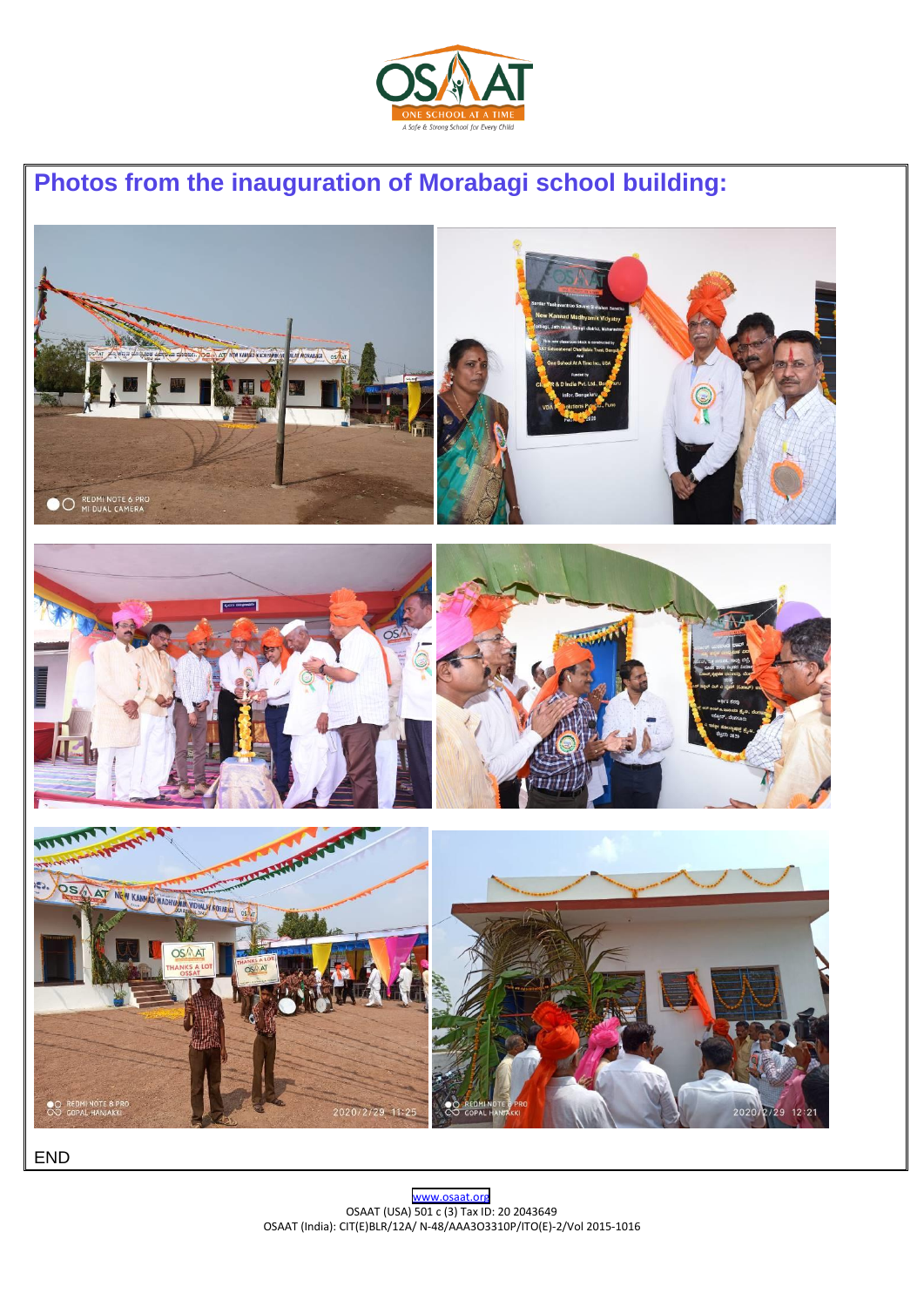## Photos from the inauguration of Morabagi school building:

END

www.osaat.org
OSAAT (USA) 501 c (3) Tax ID: 20 2043649
OSAAT (India): CIT(E)BLR/12A/ N-48/AAA3O3310P/ITO(E)-2/Vol 2015-1016